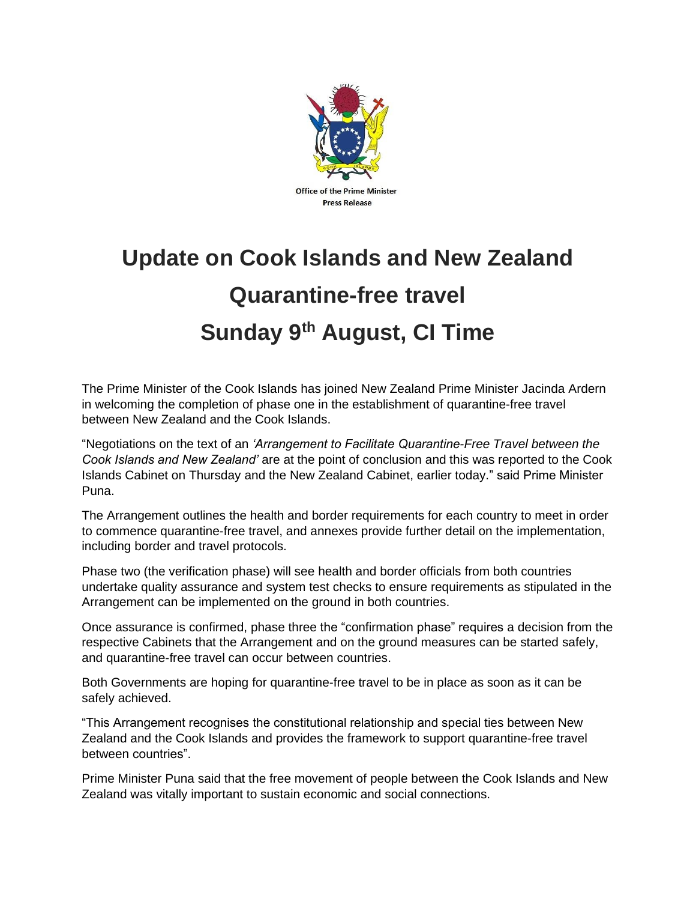Office of the Prime Minister
Press Release

# Update on Cook Islands and New Zealand Quarantine-free travel

# Sunday 9th August, CI Time

The Prime Minister of the Cook Islands has joined New Zealand Prime Minister Jacinda Ardern in welcoming the completion of phase one in the establishment of quarantine-free travel between New Zealand and the Cook Islands.

"Negotiations on the text of an *'Arrangement to Facilitate Quarantine-Free Travel between the Cook Islands and New Zealand'* are at the point of conclusion and this was reported to the Cook Islands Cabinet on Thursday and the New Zealand Cabinet, earlier today." said Prime Minister Puna.

The Arrangement outlines the health and border requirements for each country to meet in order to commence quarantine-free travel, and annexes provide further detail on the implementation, including border and travel protocols.

Phase two (the verification phase) will see health and border officials from both countries undertake quality assurance and system test checks to ensure requirements as stipulated in the Arrangement can be implemented on the ground in both countries.

Once assurance is confirmed, phase three the "confirmation phase" requires a decision from the respective Cabinets that the Arrangement and on the ground measures can be started safely, and quarantine-free travel can occur between countries.

Both Governments are hoping for quarantine-free travel to be in place as soon as it can be safely achieved.

"This Arrangement recognises the constitutional relationship and special ties between New Zealand and the Cook Islands and provides the framework to support quarantine-free travel between countries".

Prime Minister Puna said that the free movement of people between the Cook Islands and New Zealand was vitally important to sustain economic and social connections.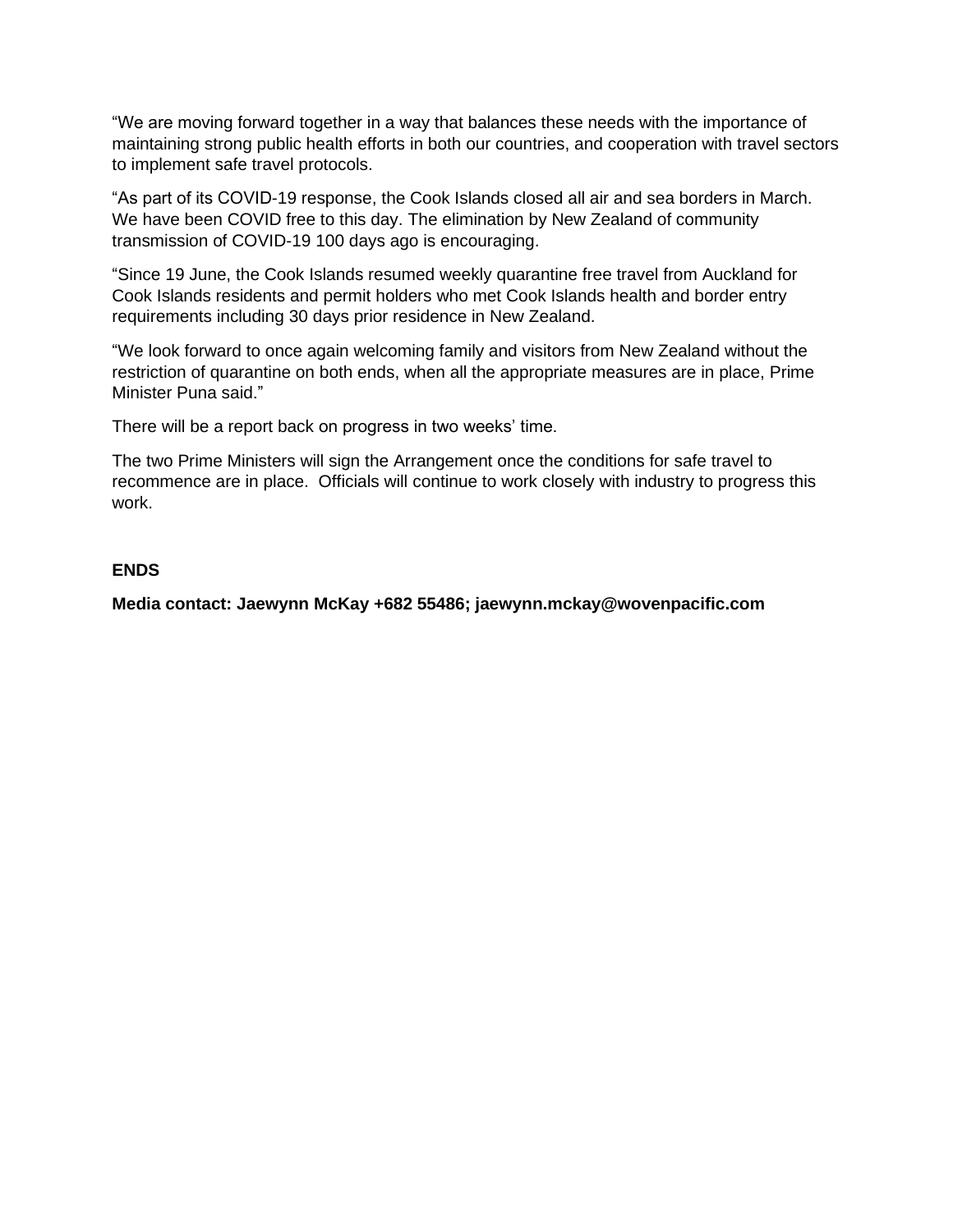“We are moving forward together in a way that balances these needs with the importance of maintaining strong public health efforts in both our countries, and cooperation with travel sectors to implement safe travel protocols.

“As part of its COVID-19 response, the Cook Islands closed all air and sea borders in March. We have been COVID free to this day. The elimination by New Zealand of community transmission of COVID-19 100 days ago is encouraging.

“Since 19 June, the Cook Islands resumed weekly quarantine free travel from Auckland for Cook Islands residents and permit holders who met Cook Islands health and border entry requirements including 30 days prior residence in New Zealand.

“We look forward to once again welcoming family and visitors from New Zealand without the restriction of quarantine on both ends, when all the appropriate measures are in place, Prime Minister Puna said.”

There will be a report back on progress in two weeks’ time.

The two Prime Ministers will sign the Arrangement once the conditions for safe travel to recommence are in place. Officials will continue to work closely with industry to progress this work.

**ENDS**

**Media contact: Jaewynn McKay +682 55486; jaewynn.mckay@wovenpacific.com**